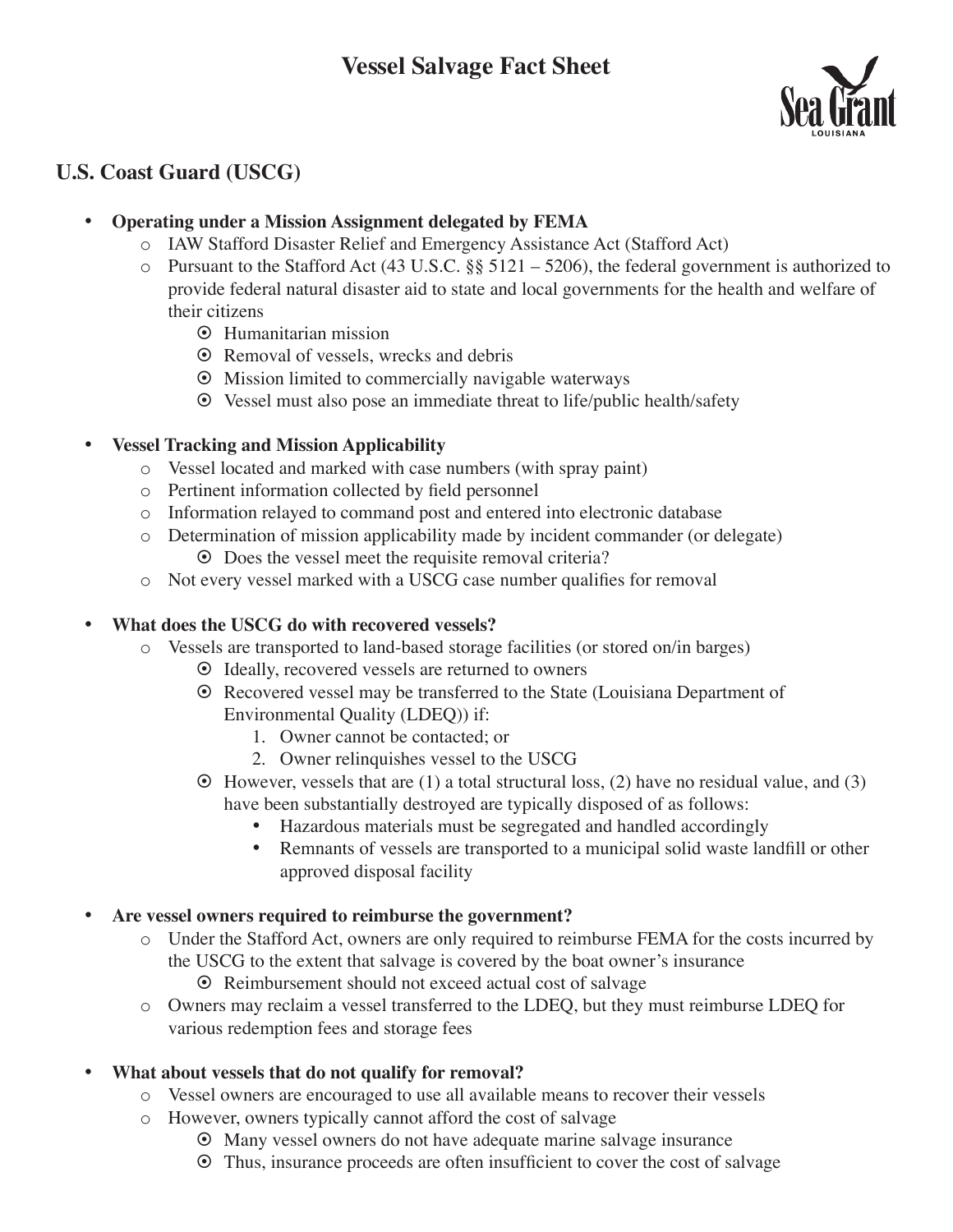# Vessel Salvage Fact Sheet

## U.S. Coast Guard (USCG)

- **Operating under a Mission Assignment delegated by FEMA**
  - IAW Stafford Disaster Relief and Emergency Assistance Act (Stafford Act)
  - Pursuant to the Stafford Act (43 U.S.C. §§ 5121 – 5206), the federal government is authorized to provide federal natural disaster aid to state and local governments for the health and welfare of their citizens
    - Humanitarian mission
    - Removal of vessels, wrecks and debris
    - Mission limited to commercially navigable waterways
    - Vessel must also pose an immediate threat to life/public health/safety

- **Vessel Tracking and Mission Applicability**
  - Vessel located and marked with case numbers (with spray paint)
  - Pertinent information collected by field personnel
  - Information relayed to command post and entered into electronic database
  - Determination of mission applicability made by incident commander (or delegate)
    - Does the vessel meet the requisite removal criteria?
  - Not every vessel marked with a USCG case number qualifies for removal

- **What does the USCG do with recovered vessels?**
  - Vessels are transported to land-based storage facilities (or stored on/in barges)
    - Ideally, recovered vessels are returned to owners
    - Recovered vessel may be transferred to the State (Louisiana Department of Environmental Quality (LDEQ)) if:
      1. Owner cannot be contacted; or
      2. Owner relinquishes vessel to the USCG
    - However, vessels that are (1) a total structural loss, (2) have no residual value, and (3) have been substantially destroyed are typically disposed of as follows:
      - Hazardous materials must be segregated and handled accordingly
      - Remnants of vessels are transported to a municipal solid waste landfill or other approved disposal facility

- **Are vessel owners required to reimburse the government?**
  - Under the Stafford Act, owners are only required to reimburse FEMA for the costs incurred by the USCG to the extent that salvage is covered by the boat owner's insurance
    - Reimbursement should not exceed actual cost of salvage
  - Owners may reclaim a vessel transferred to the LDEQ, but they must reimburse LDEQ for various redemption fees and storage fees

- **What about vessels that do not qualify for removal?**
  - Vessel owners are encouraged to use all available means to recover their vessels
  - However, owners typically cannot afford the cost of salvage
    - Many vessel owners do not have adequate marine salvage insurance
    - Thus, insurance proceeds are often insufficient to cover the cost of salvage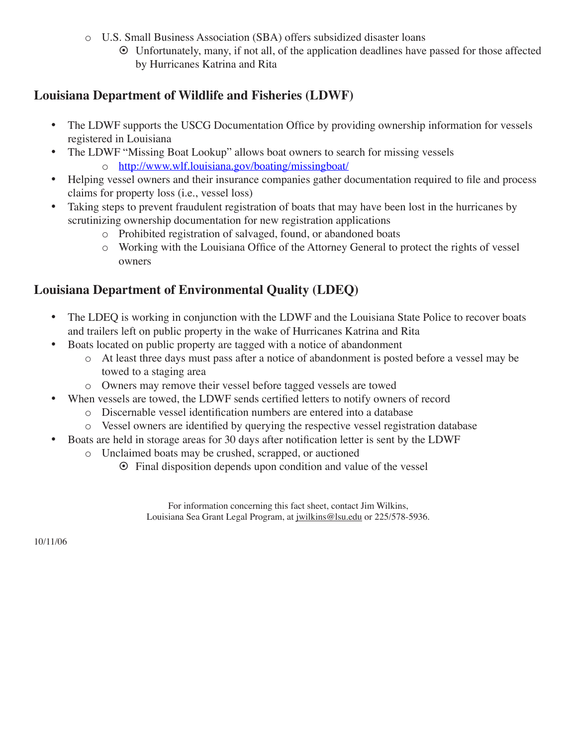- U.S. Small Business Association (SBA) offers subsidized disaster loans
    - Unfortunately, many, if not all, of the application deadlines have passed for those affected by Hurricanes Katrina and Rita

## Louisiana Department of Wildlife and Fisheries (LDWF)

- The LDWF supports the USCG Documentation Office by providing ownership information for vessels registered in Louisiana
- The LDWF "Missing Boat Lookup" allows boat owners to search for missing vessels
    - http://www.wlf.louisiana.gov/boating/missingboat/
- Helping vessel owners and their insurance companies gather documentation required to file and process claims for property loss (i.e., vessel loss)
- Taking steps to prevent fraudulent registration of boats that may have been lost in the hurricanes by scrutinizing ownership documentation for new registration applications
    - Prohibited registration of salvaged, found, or abandoned boats
    - Working with the Louisiana Office of the Attorney General to protect the rights of vessel owners

## Louisiana Department of Environmental Quality (LDEQ)

- The LDEQ is working in conjunction with the LDWF and the Louisiana State Police to recover boats and trailers left on public property in the wake of Hurricanes Katrina and Rita
- Boats located on public property are tagged with a notice of abandonment
    - At least three days must pass after a notice of abandonment is posted before a vessel may be towed to a staging area
    - Owners may remove their vessel before tagged vessels are towed
- When vessels are towed, the LDWF sends certified letters to notify owners of record
    - Discernable vessel identification numbers are entered into a database
    - Vessel owners are identified by querying the respective vessel registration database
- Boats are held in storage areas for 30 days after notification letter is sent by the LDWF
    - Unclaimed boats may be crushed, scrapped, or auctioned
        - Final disposition depends upon condition and value of the vessel

For information concerning this fact sheet, contact Jim Wilkins, Louisiana Sea Grant Legal Program, at jwilkins@lsu.edu or 225/578-5936.

10/11/06